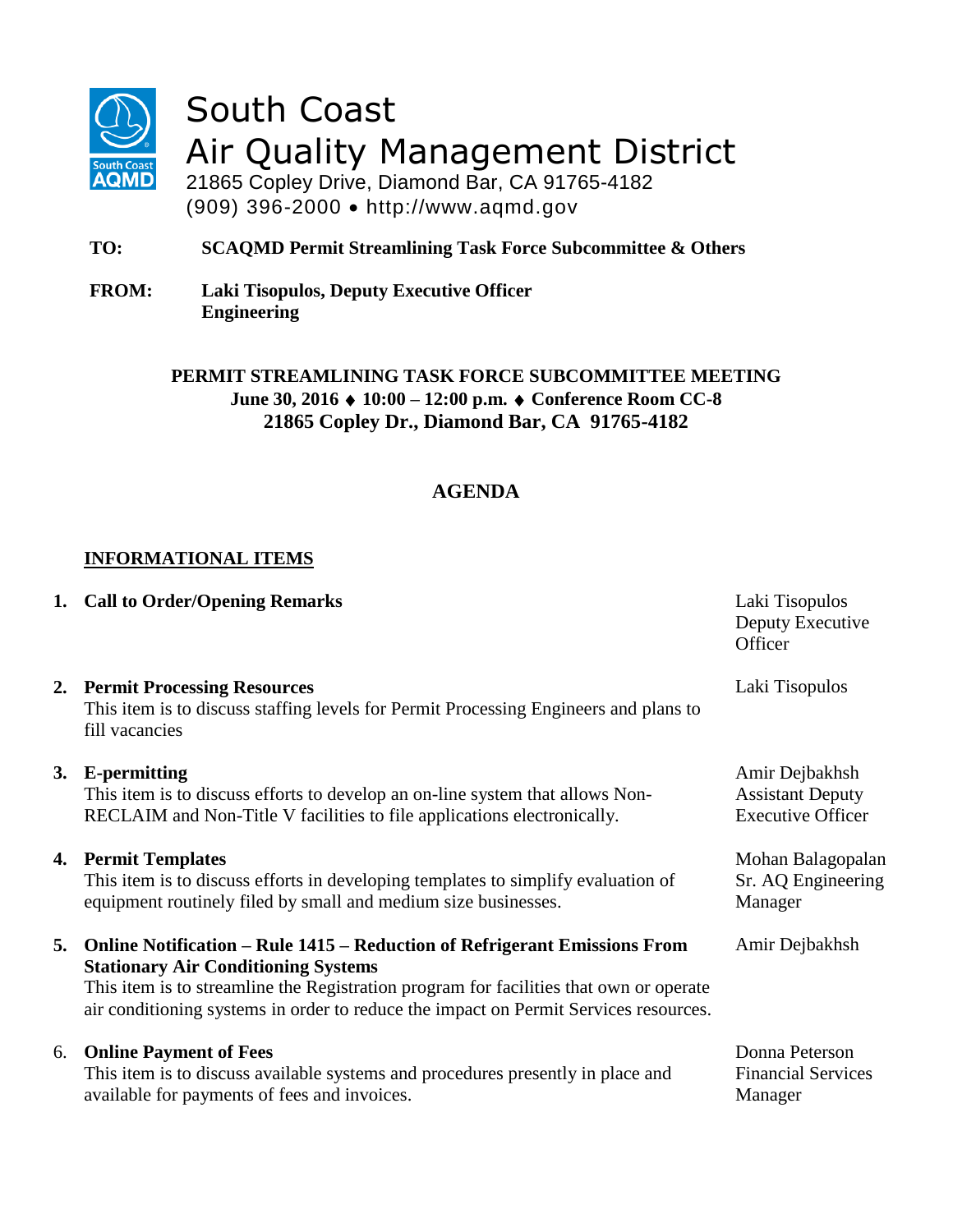# South Coast Air Quality Management District

21865 Copley Drive, Diamond Bar, CA 91765-4182
(909) 396-2000 • http://www.aqmd.gov

**TO:** **SCAQMD Permit Streamlining Task Force Subcommittee & Others**

**FROM:** **Laki Tisopulos, Deputy Executive Officer**
**Engineering**

**PERMIT STREAMLINING TASK FORCE SUBCOMMITTEE MEETING**
**June 30, 2016 ♦ 10:00 – 12:00 p.m. ♦ Conference Room CC-8**
**21865 Copley Dr., Diamond Bar, CA 91765-4182**

## AGENDA

### INFORMATIONAL ITEMS

1. **Call to Order/Opening Remarks** — Laki Tisopulos, Deputy Executive Officer

2. **Permit Processing Resources** — Laki Tisopulos
   This item is to discuss staffing levels for Permit Processing Engineers and plans to fill vacancies

3. **E-permitting** — Amir Dejbakhsh, Assistant Deputy Executive Officer
   This item is to discuss efforts to develop an on-line system that allows Non-RECLAIM and Non-Title V facilities to file applications electronically.

4. **Permit Templates** — Mohan Balagopalan, Sr. AQ Engineering Manager
   This item is to discuss efforts in developing templates to simplify evaluation of equipment routinely filed by small and medium size businesses.

5. **Online Notification – Rule 1415 – Reduction of Refrigerant Emissions From Stationary Air Conditioning Systems** — Amir Dejbakhsh
   This item is to streamline the Registration program for facilities that own or operate air conditioning systems in order to reduce the impact on Permit Services resources.

6. **Online Payment of Fees** — Donna Peterson, Financial Services Manager
   This item is to discuss available systems and procedures presently in place and available for payments of fees and invoices.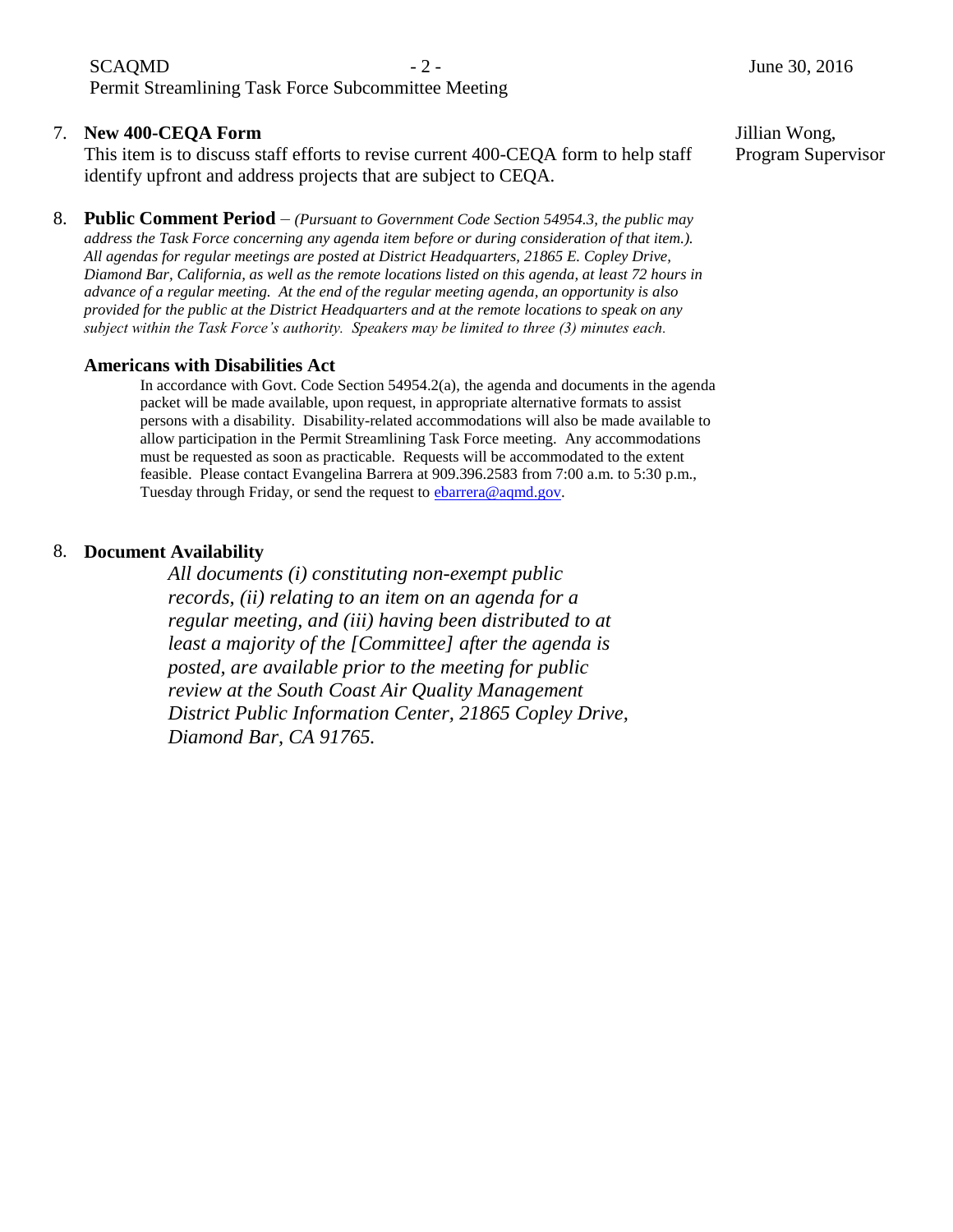7. **New 400-CEQA Form**

   Jillian Wong, Program Supervisor

   This item is to discuss staff efforts to revise current 400-CEQA form to help staff identify upfront and address projects that are subject to CEQA.

8. **Public Comment Period** – *(Pursuant to Government Code Section 54954.3, the public may address the Task Force concerning any agenda item before or during consideration of that item.). All agendas for regular meetings are posted at District Headquarters, 21865 E. Copley Drive, Diamond Bar, California, as well as the remote locations listed on this agenda, at least 72 hours in advance of a regular meeting. At the end of the regular meeting agenda, an opportunity is also provided for the public at the District Headquarters and at the remote locations to speak on any subject within the Task Force's authority. Speakers may be limited to three (3) minutes each.*

**Americans with Disabilities Act**

In accordance with Govt. Code Section 54954.2(a), the agenda and documents in the agenda packet will be made available, upon request, in appropriate alternative formats to assist persons with a disability. Disability-related accommodations will also be made available to allow participation in the Permit Streamlining Task Force meeting. Any accommodations must be requested as soon as practicable. Requests will be accommodated to the extent feasible. Please contact Evangelina Barrera at 909.396.2583 from 7:00 a.m. to 5:30 p.m., Tuesday through Friday, or send the request to ebarrera@aqmd.gov.

8. **Document Availability**

   *All documents (i) constituting non-exempt public records, (ii) relating to an item on an agenda for a regular meeting, and (iii) having been distributed to at least a majority of the [Committee] after the agenda is posted, are available prior to the meeting for public review at the South Coast Air Quality Management District Public Information Center, 21865 Copley Drive, Diamond Bar, CA 91765.*